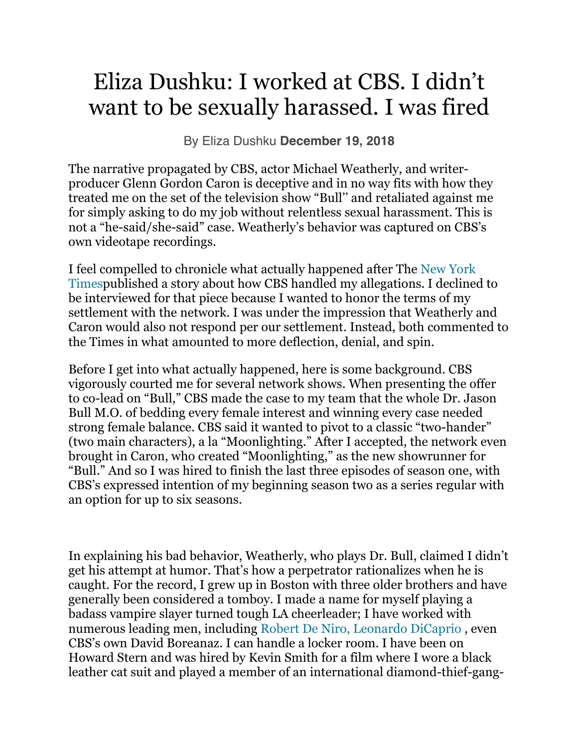# Eliza Dushku: I worked at CBS. I didn't want to be sexually harassed. I was fired

By Eliza Dushku **December 19, 2018**

The narrative propagated by CBS, actor Michael Weatherly, and writer-producer Glenn Gordon Caron is deceptive and in no way fits with how they treated me on the set of the television show "Bull" and retaliated against me for simply asking to do my job without relentless sexual harassment. This is not a "he-said/she-said" case. Weatherly's behavior was captured on CBS's own videotape recordings.

I feel compelled to chronicle what actually happened after The New York Timespublished a story about how CBS handled my allegations. I declined to be interviewed for that piece because I wanted to honor the terms of my settlement with the network. I was under the impression that Weatherly and Caron would also not respond per our settlement. Instead, both commented to the Times in what amounted to more deflection, denial, and spin.

Before I get into what actually happened, here is some background. CBS vigorously courted me for several network shows. When presenting the offer to co-lead on "Bull," CBS made the case to my team that the whole Dr. Jason Bull M.O. of bedding every female interest and winning every case needed strong female balance. CBS said it wanted to pivot to a classic "two-hander" (two main characters), a la "Moonlighting." After I accepted, the network even brought in Caron, who created "Moonlighting," as the new showrunner for "Bull." And so I was hired to finish the last three episodes of season one, with CBS's expressed intention of my beginning season two as a series regular with an option for up to six seasons.

In explaining his bad behavior, Weatherly, who plays Dr. Bull, claimed I didn't get his attempt at humor. That's how a perpetrator rationalizes when he is caught. For the record, I grew up in Boston with three older brothers and have generally been considered a tomboy. I made a name for myself playing a badass vampire slayer turned tough LA cheerleader; I have worked with numerous leading men, including Robert De Niro, Leonardo DiCaprio , even CBS's own David Boreanaz. I can handle a locker room. I have been on Howard Stern and was hired by Kevin Smith for a film where I wore a black leather cat suit and played a member of an international diamond-thief-gang-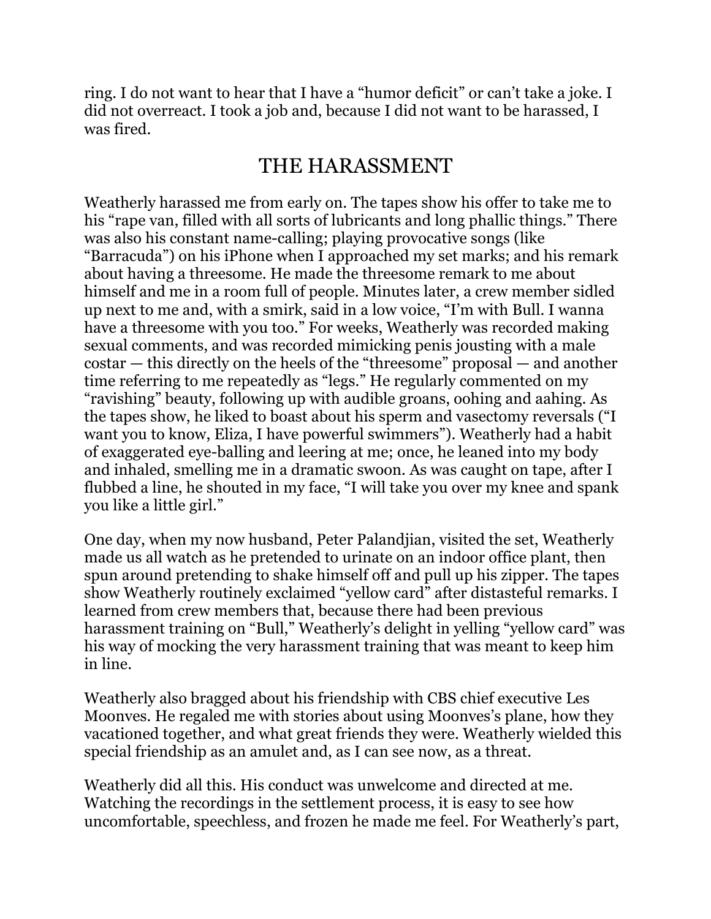ring. I do not want to hear that I have a "humor deficit" or can't take a joke. I did not overreact. I took a job and, because I did not want to be harassed, I was fired.

## THE HARASSMENT

Weatherly harassed me from early on. The tapes show his offer to take me to his "rape van, filled with all sorts of lubricants and long phallic things." There was also his constant name-calling; playing provocative songs (like "Barracuda") on his iPhone when I approached my set marks; and his remark about having a threesome. He made the threesome remark to me about himself and me in a room full of people. Minutes later, a crew member sidled up next to me and, with a smirk, said in a low voice, "I'm with Bull. I wanna have a threesome with you too." For weeks, Weatherly was recorded making sexual comments, and was recorded mimicking penis jousting with a male costar — this directly on the heels of the "threesome" proposal — and another time referring to me repeatedly as "legs." He regularly commented on my "ravishing" beauty, following up with audible groans, oohing and aahing. As the tapes show, he liked to boast about his sperm and vasectomy reversals ("I want you to know, Eliza, I have powerful swimmers"). Weatherly had a habit of exaggerated eye-balling and leering at me; once, he leaned into my body and inhaled, smelling me in a dramatic swoon. As was caught on tape, after I flubbed a line, he shouted in my face, "I will take you over my knee and spank you like a little girl."

One day, when my now husband, Peter Palandjian, visited the set, Weatherly made us all watch as he pretended to urinate on an indoor office plant, then spun around pretending to shake himself off and pull up his zipper. The tapes show Weatherly routinely exclaimed "yellow card" after distasteful remarks. I learned from crew members that, because there had been previous harassment training on "Bull," Weatherly's delight in yelling "yellow card" was his way of mocking the very harassment training that was meant to keep him in line.

Weatherly also bragged about his friendship with CBS chief executive Les Moonves. He regaled me with stories about using Moonves's plane, how they vacationed together, and what great friends they were. Weatherly wielded this special friendship as an amulet and, as I can see now, as a threat.

Weatherly did all this. His conduct was unwelcome and directed at me. Watching the recordings in the settlement process, it is easy to see how uncomfortable, speechless, and frozen he made me feel. For Weatherly's part,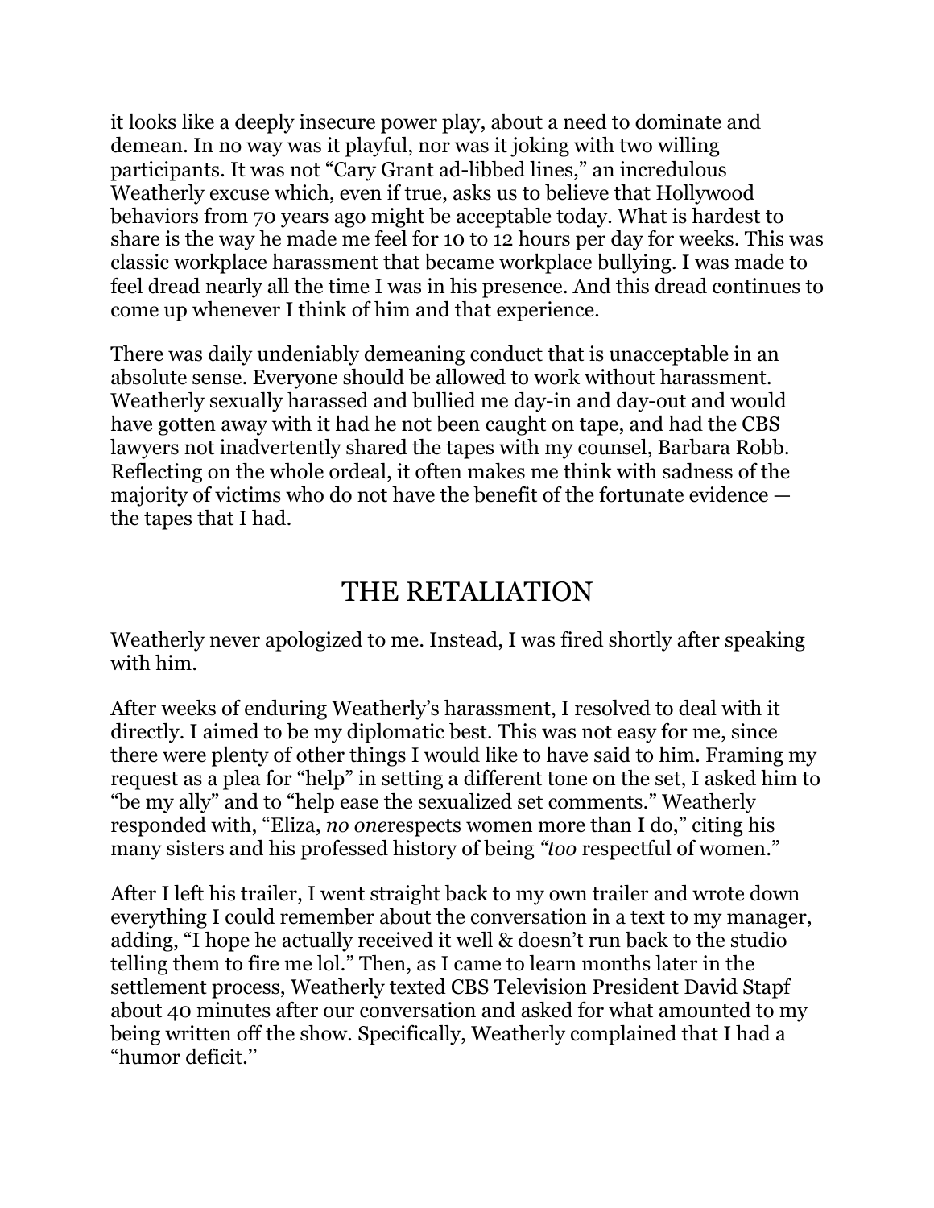it looks like a deeply insecure power play, about a need to dominate and demean. In no way was it playful, nor was it joking with two willing participants. It was not "Cary Grant ad-libbed lines," an incredulous Weatherly excuse which, even if true, asks us to believe that Hollywood behaviors from 70 years ago might be acceptable today. What is hardest to share is the way he made me feel for 10 to 12 hours per day for weeks. This was classic workplace harassment that became workplace bullying. I was made to feel dread nearly all the time I was in his presence. And this dread continues to come up whenever I think of him and that experience.

There was daily undeniably demeaning conduct that is unacceptable in an absolute sense. Everyone should be allowed to work without harassment. Weatherly sexually harassed and bullied me day-in and day-out and would have gotten away with it had he not been caught on tape, and had the CBS lawyers not inadvertently shared the tapes with my counsel, Barbara Robb. Reflecting on the whole ordeal, it often makes me think with sadness of the majority of victims who do not have the benefit of the fortunate evidence — the tapes that I had.

## THE RETALIATION

Weatherly never apologized to me. Instead, I was fired shortly after speaking with him.

After weeks of enduring Weatherly's harassment, I resolved to deal with it directly. I aimed to be my diplomatic best. This was not easy for me, since there were plenty of other things I would like to have said to him. Framing my request as a plea for "help" in setting a different tone on the set, I asked him to "be my ally" and to "help ease the sexualized set comments." Weatherly responded with, "Eliza, *no one*respects women more than I do," citing his many sisters and his professed history of being *"too* respectful of women."

After I left his trailer, I went straight back to my own trailer and wrote down everything I could remember about the conversation in a text to my manager, adding, "I hope he actually received it well & doesn't run back to the studio telling them to fire me lol." Then, as I came to learn months later in the settlement process, Weatherly texted CBS Television President David Stapf about 40 minutes after our conversation and asked for what amounted to my being written off the show. Specifically, Weatherly complained that I had a "humor deficit."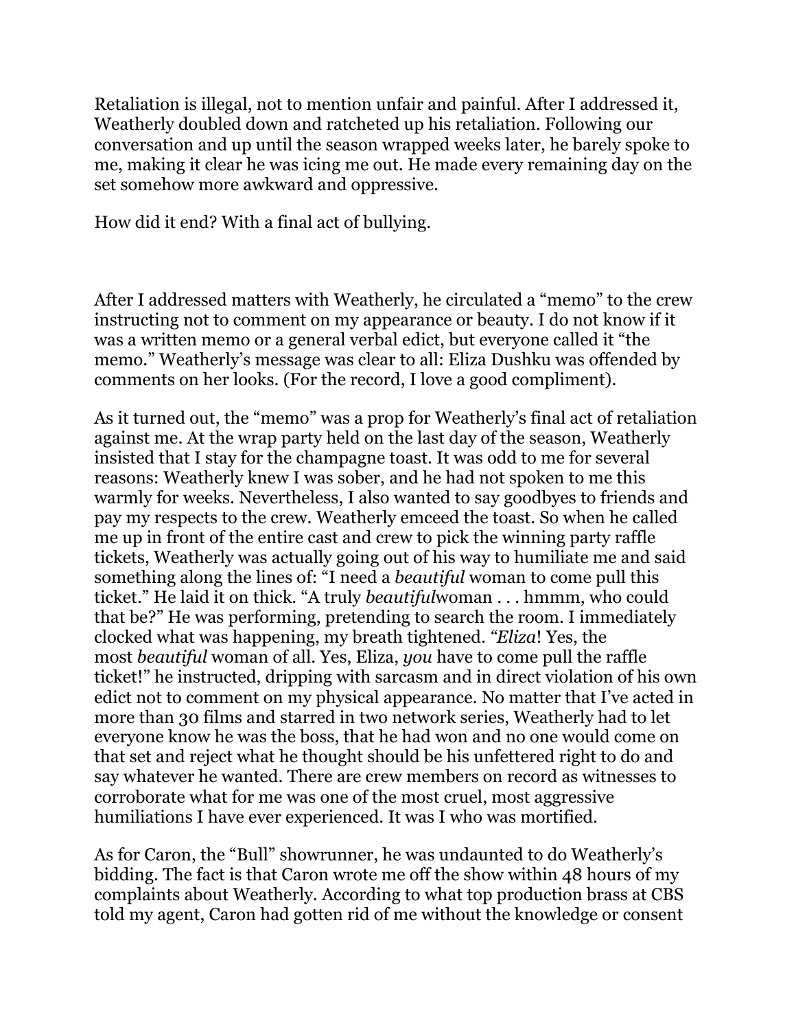Retaliation is illegal, not to mention unfair and painful. After I addressed it, Weatherly doubled down and ratcheted up his retaliation. Following our conversation and up until the season wrapped weeks later, he barely spoke to me, making it clear he was icing me out. He made every remaining day on the set somehow more awkward and oppressive.

How did it end? With a final act of bullying.

After I addressed matters with Weatherly, he circulated a "memo" to the crew instructing not to comment on my appearance or beauty. I do not know if it was a written memo or a general verbal edict, but everyone called it "the memo." Weatherly's message was clear to all: Eliza Dushku was offended by comments on her looks. (For the record, I love a good compliment).

As it turned out, the "memo" was a prop for Weatherly's final act of retaliation against me. At the wrap party held on the last day of the season, Weatherly insisted that I stay for the champagne toast. It was odd to me for several reasons: Weatherly knew I was sober, and he had not spoken to me this warmly for weeks. Nevertheless, I also wanted to say goodbyes to friends and pay my respects to the crew. Weatherly emceed the toast. So when he called me up in front of the entire cast and crew to pick the winning party raffle tickets, Weatherly was actually going out of his way to humiliate me and said something along the lines of: "I need a *beautiful* woman to come pull this ticket." He laid it on thick. "A truly *beautiful*woman . . . hmmm, who could that be?" He was performing, pretending to search the room. I immediately clocked what was happening, my breath tightened. *"Eliza*! Yes, the most *beautiful* woman of all. Yes, Eliza, *you* have to come pull the raffle ticket!" he instructed, dripping with sarcasm and in direct violation of his own edict not to comment on my physical appearance. No matter that I've acted in more than 30 films and starred in two network series, Weatherly had to let everyone know he was the boss, that he had won and no one would come on that set and reject what he thought should be his unfettered right to do and say whatever he wanted. There are crew members on record as witnesses to corroborate what for me was one of the most cruel, most aggressive humiliations I have ever experienced. It was I who was mortified.

As for Caron, the "Bull" showrunner, he was undaunted to do Weatherly's bidding. The fact is that Caron wrote me off the show within 48 hours of my complaints about Weatherly. According to what top production brass at CBS told my agent, Caron had gotten rid of me without the knowledge or consent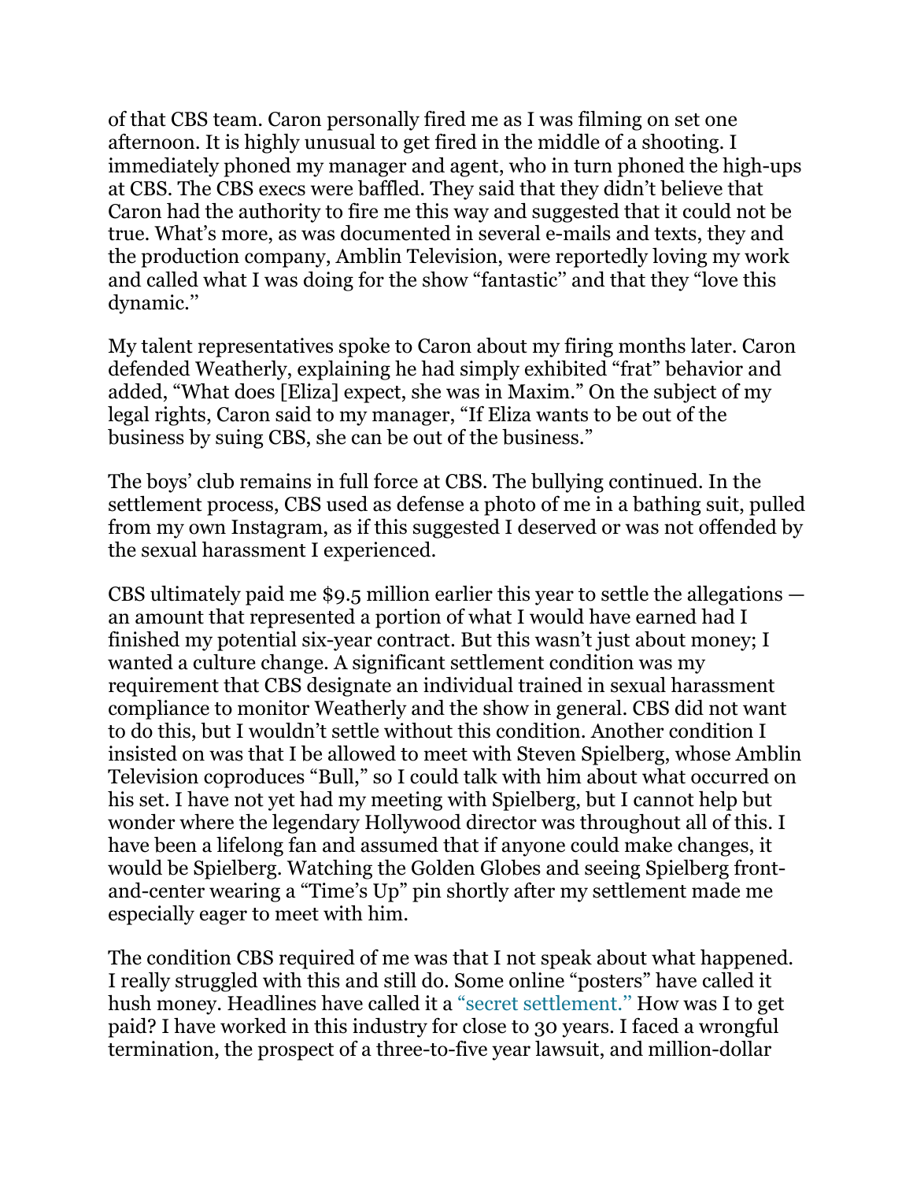of that CBS team. Caron personally fired me as I was filming on set one afternoon. It is highly unusual to get fired in the middle of a shooting. I immediately phoned my manager and agent, who in turn phoned the high-ups at CBS. The CBS execs were baffled. They said that they didn't believe that Caron had the authority to fire me this way and suggested that it could not be true. What's more, as was documented in several e-mails and texts, they and the production company, Amblin Television, were reportedly loving my work and called what I was doing for the show "fantastic" and that they "love this dynamic."

My talent representatives spoke to Caron about my firing months later. Caron defended Weatherly, explaining he had simply exhibited "frat" behavior and added, "What does [Eliza] expect, she was in Maxim." On the subject of my legal rights, Caron said to my manager, "If Eliza wants to be out of the business by suing CBS, she can be out of the business."

The boys' club remains in full force at CBS. The bullying continued. In the settlement process, CBS used as defense a photo of me in a bathing suit, pulled from my own Instagram, as if this suggested I deserved or was not offended by the sexual harassment I experienced.

CBS ultimately paid me $9.5 million earlier this year to settle the allegations — an amount that represented a portion of what I would have earned had I finished my potential six-year contract. But this wasn't just about money; I wanted a culture change. A significant settlement condition was my requirement that CBS designate an individual trained in sexual harassment compliance to monitor Weatherly and the show in general. CBS did not want to do this, but I wouldn't settle without this condition. Another condition I insisted on was that I be allowed to meet with Steven Spielberg, whose Amblin Television coproduces "Bull," so I could talk with him about what occurred on his set. I have not yet had my meeting with Spielberg, but I cannot help but wonder where the legendary Hollywood director was throughout all of this. I have been a lifelong fan and assumed that if anyone could make changes, it would be Spielberg. Watching the Golden Globes and seeing Spielberg front-and-center wearing a "Time's Up" pin shortly after my settlement made me especially eager to meet with him.

The condition CBS required of me was that I not speak about what happened. I really struggled with this and still do. Some online "posters" have called it hush money. Headlines have called it a "secret settlement." How was I to get paid? I have worked in this industry for close to 30 years. I faced a wrongful termination, the prospect of a three-to-five year lawsuit, and million-dollar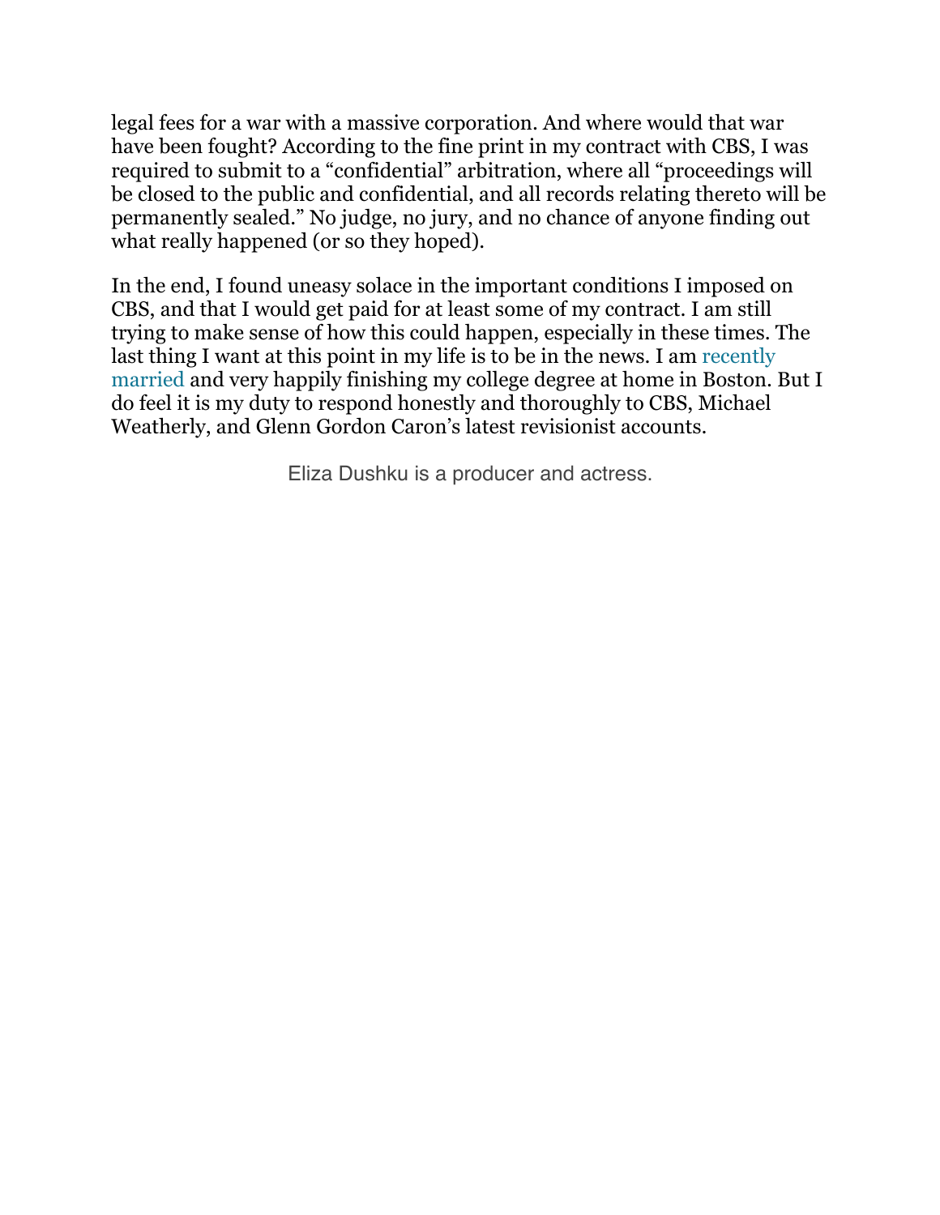legal fees for a war with a massive corporation. And where would that war have been fought? According to the fine print in my contract with CBS, I was required to submit to a "confidential" arbitration, where all "proceedings will be closed to the public and confidential, and all records relating thereto will be permanently sealed." No judge, no jury, and no chance of anyone finding out what really happened (or so they hoped).

In the end, I found uneasy solace in the important conditions I imposed on CBS, and that I would get paid for at least some of my contract. I am still trying to make sense of how this could happen, especially in these times. The last thing I want at this point in my life is to be in the news. I am recently married and very happily finishing my college degree at home in Boston. But I do feel it is my duty to respond honestly and thoroughly to CBS, Michael Weatherly, and Glenn Gordon Caron's latest revisionist accounts.

Eliza Dushku is a producer and actress.